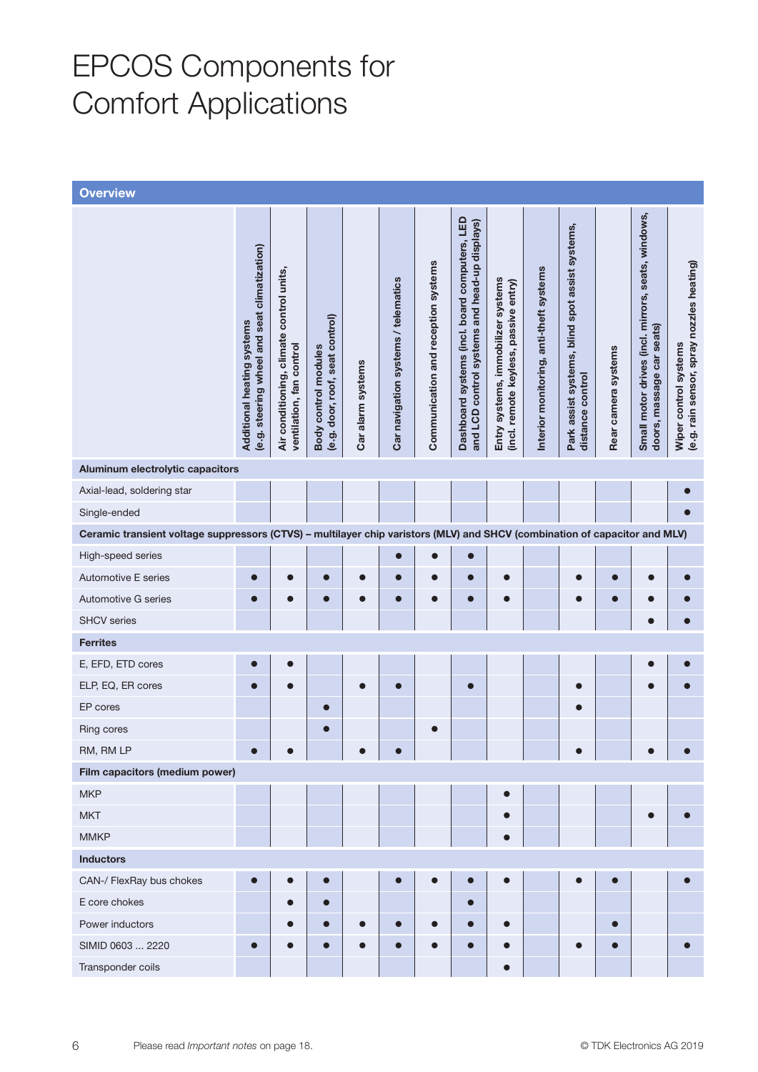# EPCOS Components for Comfort Applications

## Overview

| | Additional heating systems (e.g. steering wheel and seat climatization) | Air conditioning, climate control units, ventilation, fan control | Body control modules (e.g. door, roof, seat control) | Car alarm systems | Car navigation systems / telematics | Communication and reception systems | Dashboard systems (incl. board computers, LED and LCD control systems and head-up displays) | Entry systems, immobilizer systems (incl. remote keyless, passive entry) | Interior monitoring, anti-theft systems | Park assist systems, blind spot assist systems, distance control | Rear camera systems | Small motor drives (incl. mirrors, seats, windows, doors, massage car seats) | Wiper control systems (e.g. rain sensor, spray nozzles heating) |
|---|---|---|---|---|---|---|---|---|---|---|---|---|---|
| **Aluminum electrolytic capacitors** | | | | | | | | | | | | | |
| Axial-lead, soldering star | | | | | | | | | | | | | ● |
| Single-ended | | | | | | | | | | | | | ● |
| **Ceramic transient voltage suppressors (CTVS) – multilayer chip varistors (MLV) and SHCV (combination of capacitor and MLV)** | | | | | | | | | | | | | |
| High-speed series | | | | | ● | ● | ● | | | | | | |
| Automotive E series | ● | ● | ● | ● | ● | ● | ● | ● | | ● | ● | ● | ● |
| Automotive G series | ● | ● | ● | ● | ● | ● | ● | ● | | ● | ● | ● | ● |
| SHCV series | | | | | | | | | | | | ● | ● |
| **Ferrites** | | | | | | | | | | | | | |
| E, EFD, ETD cores | ● | ● | | | | | | | | | | ● | ● |
| ELP, EQ, ER cores | ● | ● | | ● | ● | | ● | | | ● | | ● | ● |
| EP cores | | | ● | | | | | | | ● | | | |
| Ring cores | | | ● | | | ● | | | | | | | |
| RM, RM LP | ● | ● | | ● | ● | | | | | ● | | ● | ● |
| **Film capacitors (medium power)** | | | | | | | | | | | | | |
| MKP | | | | | | | | ● | | | | | |
| MKT | | | | | | | | ● | | | | ● | ● |
| MMKP | | | | | | | | ● | | | | | |
| **Inductors** | | | | | | | | | | | | | |
| CAN-/ FlexRay bus chokes | ● | ● | ● | | ● | ● | ● | ● | | ● | ● | | ● |
| E core chokes | | ● | ● | | | | ● | | | | | | |
| Power inductors | | ● | ● | ● | ● | ● | ● | ● | | | ● | | |
| SIMID 0603 ... 2220 | ● | ● | ● | ● | ● | ● | ● | ● | | ● | ● | | ● |
| Transponder coils | | | | | | | | ● | | | | | |

Please read *Important notes* on page 18.

© TDK Electronics AG 2019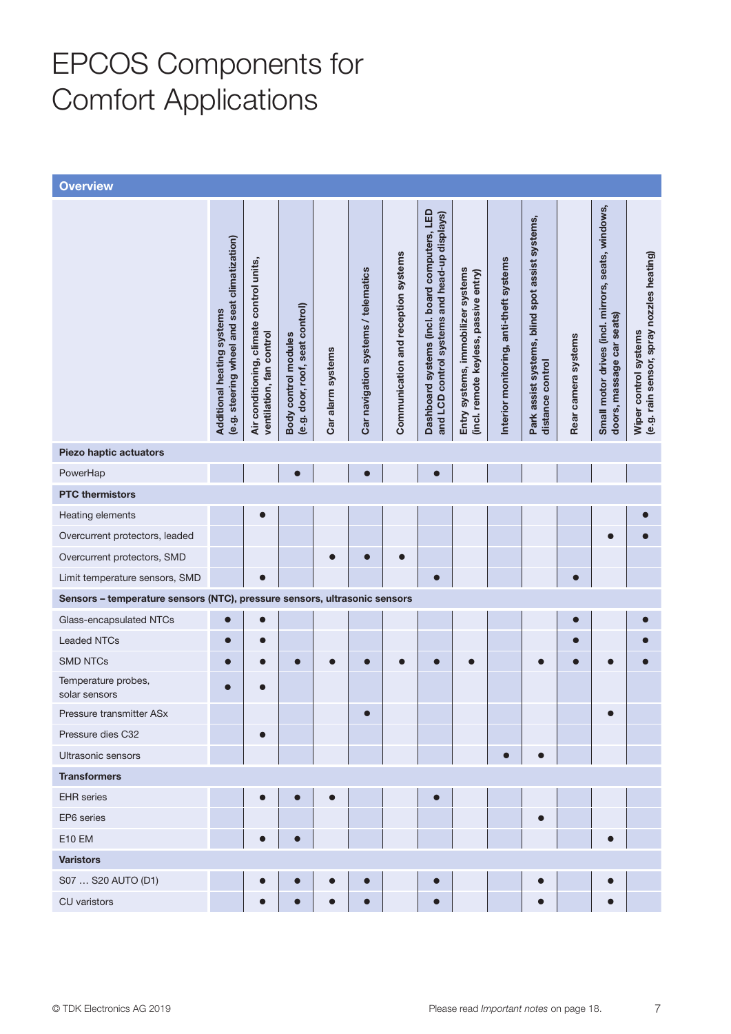# EPCOS Components for Comfort Applications

## Overview

| | Additional heating systems (e.g. steering wheel and seat climatization) | Air conditioning, climate control units, ventilation, fan control | Body control modules (e.g. door, roof, seat control) | Car alarm systems | Car navigation systems / telematics | Communication and reception systems | Dashboard systems (incl. board computers, LED and LCD control systems and head-up displays) | Entry systems, immobilizer systems (incl. remote keyless, passive entry) | Interior monitoring, anti-theft systems | Park assist systems, blind spot assist systems, distance control | Rear camera systems | Small motor drives (incl. mirrors, seats, windows, doors, massage car seats) | Wiper control systems (e.g. rain sensor, spray nozzles heating) |
|---|---|---|---|---|---|---|---|---|---|---|---|---|---|
| **Piezo haptic actuators** | | | | | | | | | | | | | |
| PowerHap | | | ● | | ● | | ● | | | | | | |
| **PTC thermistors** | | | | | | | | | | | | | |
| Heating elements | | ● | | | | | | | | | | | ● |
| Overcurrent protectors, leaded | | | | | | | | | | | | ● | ● |
| Overcurrent protectors, SMD | | | | ● | ● | ● | | | | | | | |
| Limit temperature sensors, SMD | | ● | | | | | ● | | | | ● | | |
| **Sensors – temperature sensors (NTC), pressure sensors, ultrasonic sensors** | | | | | | | | | | | | | |
| Glass-encapsulated NTCs | ● | ● | | | | | | | | | ● | | ● |
| Leaded NTCs | ● | ● | | | | | | | | | ● | | ● |
| SMD NTCs | ● | ● | ● | ● | ● | ● | ● | ● | | ● | ● | ● | ● |
| Temperature probes, solar sensors | ● | ● | | | | | | | | | | | |
| Pressure transmitter ASx | | | | | ● | | | | | | | ● | |
| Pressure dies C32 | | ● | | | | | | | | | | | |
| Ultrasonic sensors | | | | | | | | | ● | ● | | | |
| **Transformers** | | | | | | | | | | | | | |
| EHR series | | ● | ● | ● | | | ● | | | | | | |
| EP6 series | | | | | | | | | | ● | | | |
| E10 EM | | ● | ● | | | | | | | | | ● | |
| **Varistors** | | | | | | | | | | | | | |
| S07 … S20 AUTO (D1) | | ● | ● | ● | ● | | ● | | | ● | | ● | |
| CU varistors | | ● | ● | ● | ● | | ● | | | ● | | ● | |

© TDK Electronics AG 2019

Please read *Important notes* on page 18.